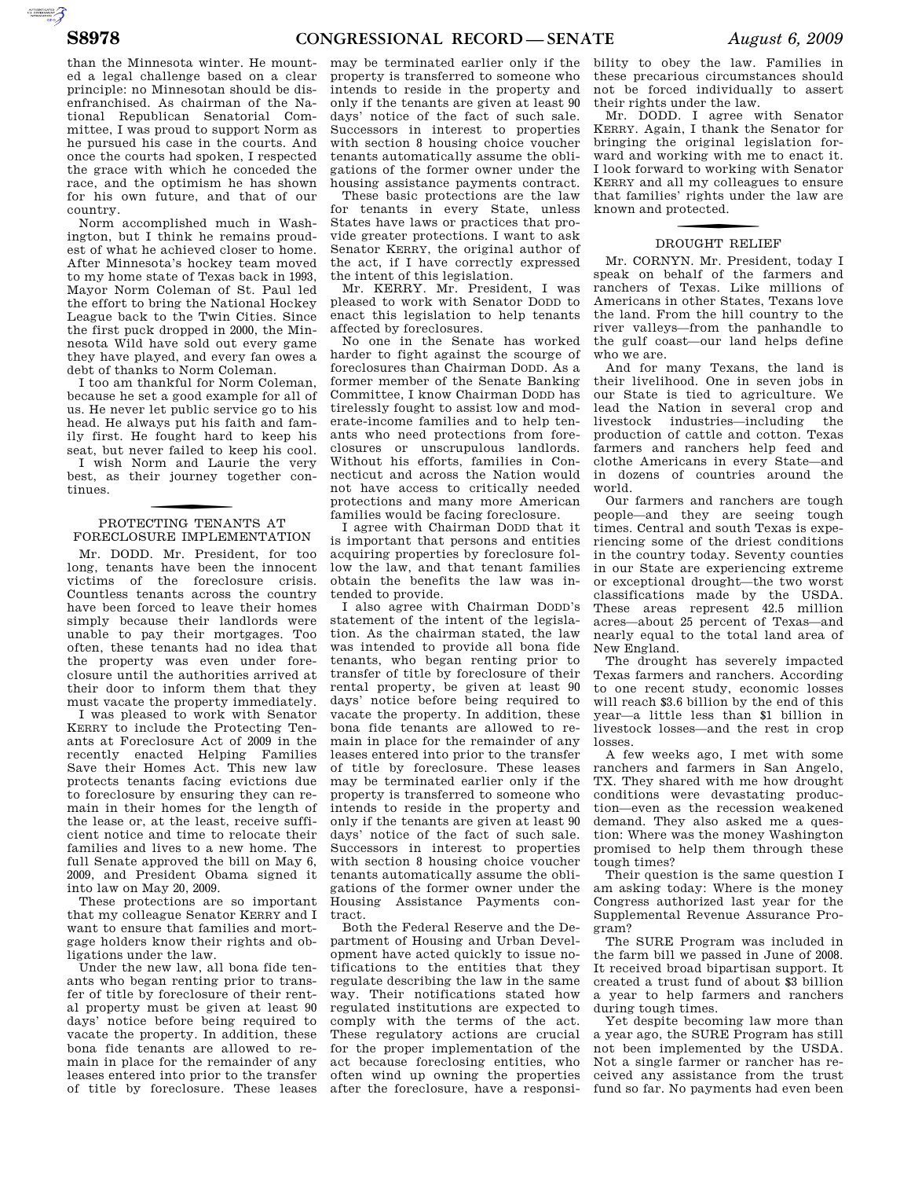than the Minnesota winter. He mounted a legal challenge based on a clear principle: no Minnesotan should be disenfranchised. As chairman of the National Republican Senatorial Committee, I was proud to support Norm as he pursued his case in the courts. And once the courts had spoken, I respected the grace with which he conceded the race, and the optimism he has shown for his own future, and that of our country.

Norm accomplished much in Washington, but I think he remains proudest of what he achieved closer to home. After Minnesota's hockey team moved to my home state of Texas back in 1993, Mayor Norm Coleman of St. Paul led the effort to bring the National Hockey League back to the Twin Cities. Since the first puck dropped in 2000, the Minnesota Wild have sold out every game they have played, and every fan owes a debt of thanks to Norm Coleman.

I too am thankful for Norm Coleman, because he set a good example for all of us. He never let public service go to his head. He always put his faith and family first. He fought hard to keep his seat, but never failed to keep his cool.

I wish Norm and Laurie the very best, as their journey together continues.

## PROTECTING TENANTS AT FORECLOSURE IMPLEMENTATION

Mr. DODD. Mr. President, for too long, tenants have been the innocent victims of the foreclosure crisis. Countless tenants across the country have been forced to leave their homes simply because their landlords were unable to pay their mortgages. Too often, these tenants had no idea that the property was even under foreclosure until the authorities arrived at their door to inform them that they must vacate the property immediately.

I was pleased to work with Senator KERRY to include the Protecting Tenants at Foreclosure Act of 2009 in the recently enacted Helping Families Save their Homes Act. This new law protects tenants facing evictions due to foreclosure by ensuring they can remain in their homes for the length of the lease or, at the least, receive sufficient notice and time to relocate their families and lives to a new home. The full Senate approved the bill on May 6, 2009, and President Obama signed it into law on May 20, 2009.

These protections are so important that my colleague Senator KERRY and I want to ensure that families and mortgage holders know their rights and obligations under the law.

Under the new law, all bona fide tenants who began renting prior to transfer of title by foreclosure of their rental property must be given at least 90 days' notice before being required to vacate the property. In addition, these bona fide tenants are allowed to remain in place for the remainder of any leases entered into prior to the transfer of title by foreclosure. These leases may be terminated earlier only if the property is transferred to someone who intends to reside in the property and only if the tenants are given at least 90 days' notice of the fact of such sale. Successors in interest to properties with section 8 housing choice voucher tenants automatically assume the obligations of the former owner under the housing assistance payments contract.

These basic protections are the law for tenants in every State, unless States have laws or practices that provide greater protections. I want to ask Senator KERRY, the original author of the act, if I have correctly expressed the intent of this legislation.

Mr. KERRY. Mr. President, I was pleased to work with Senator DODD to enact this legislation to help tenants affected by foreclosures.

No one in the Senate has worked harder to fight against the scourge of foreclosures than Chairman DODD. As a former member of the Senate Banking Committee, I know Chairman DODD has tirelessly fought to assist low and moderate-income families and to help tenants who need protections from foreclosures or unscrupulous landlords. Without his efforts, families in Connecticut and across the Nation would not have access to critically needed protections and many more American families would be facing foreclosure.

I agree with Chairman DODD that it is important that persons and entities acquiring properties by foreclosure follow the law, and that tenant families obtain the benefits the law was intended to provide.

I also agree with Chairman DODD's statement of the intent of the legislation. As the chairman stated, the law was intended to provide all bona fide tenants, who began renting prior to transfer of title by foreclosure of their rental property, be given at least 90 days' notice before being required to vacate the property. In addition, these bona fide tenants are allowed to remain in place for the remainder of any leases entered into prior to the transfer of title by foreclosure. These leases may be terminated earlier only if the property is transferred to someone who intends to reside in the property and only if the tenants are given at least 90 days' notice of the fact of such sale. Successors in interest to properties with section 8 housing choice voucher tenants automatically assume the obligations of the former owner under the Housing Assistance Payments contract.

Both the Federal Reserve and the Department of Housing and Urban Development have acted quickly to issue notifications to the entities that they regulate describing the law in the same way. Their notifications stated how regulated institutions are expected to comply with the terms of the act. These regulatory actions are crucial for the proper implementation of the act because foreclosing entities, who often wind up owning the properties after the foreclosure, have a responsibility to obey the law. Families in these precarious circumstances should not be forced individually to assert their rights under the law.

Mr. DODD. I agree with Senator KERRY. Again, I thank the Senator for bringing the original legislation forward and working with me to enact it. I look forward to working with Senator KERRY and all my colleagues to ensure that families' rights under the law are known and protected.

## DROUGHT RELIEF

Mr. CORNYN. Mr. President, today I speak on behalf of the farmers and ranchers of Texas. Like millions of Americans in other States, Texans love the land. From the hill country to the river valleys—from the panhandle to the gulf coast—our land helps define who we are.

And for many Texans, the land is their livelihood. One in seven jobs in our State is tied to agriculture. We lead the Nation in several crop and livestock industries—including the production of cattle and cotton. Texas farmers and ranchers help feed and clothe Americans in every State—and in dozens of countries around the world.

Our farmers and ranchers are tough people—and they are seeing tough times. Central and south Texas is experiencing some of the driest conditions in the country today. Seventy counties in our State are experiencing extreme or exceptional drought—the two worst classifications made by the USDA. These areas represent 42.5 million acres—about 25 percent of Texas—and nearly equal to the total land area of New England.

The drought has severely impacted Texas farmers and ranchers. According to one recent study, economic losses will reach $3.6 billion by the end of this year—a little less than $1 billion in livestock losses—and the rest in crop losses.

A few weeks ago, I met with some ranchers and farmers in San Angelo, TX. They shared with me how drought conditions were devastating production—even as the recession weakened demand. They also asked me a question: Where was the money Washington promised to help them through these tough times?

Their question is the same question I am asking today: Where is the money Congress authorized last year for the Supplemental Revenue Assurance Program?

The SURE Program was included in the farm bill we passed in June of 2008. It received broad bipartisan support. It created a trust fund of about $3 billion a year to help farmers and ranchers during tough times.

Yet despite becoming law more than a year ago, the SURE Program has still not been implemented by the USDA. Not a single farmer or rancher has received any assistance from the trust fund so far. No payments had even been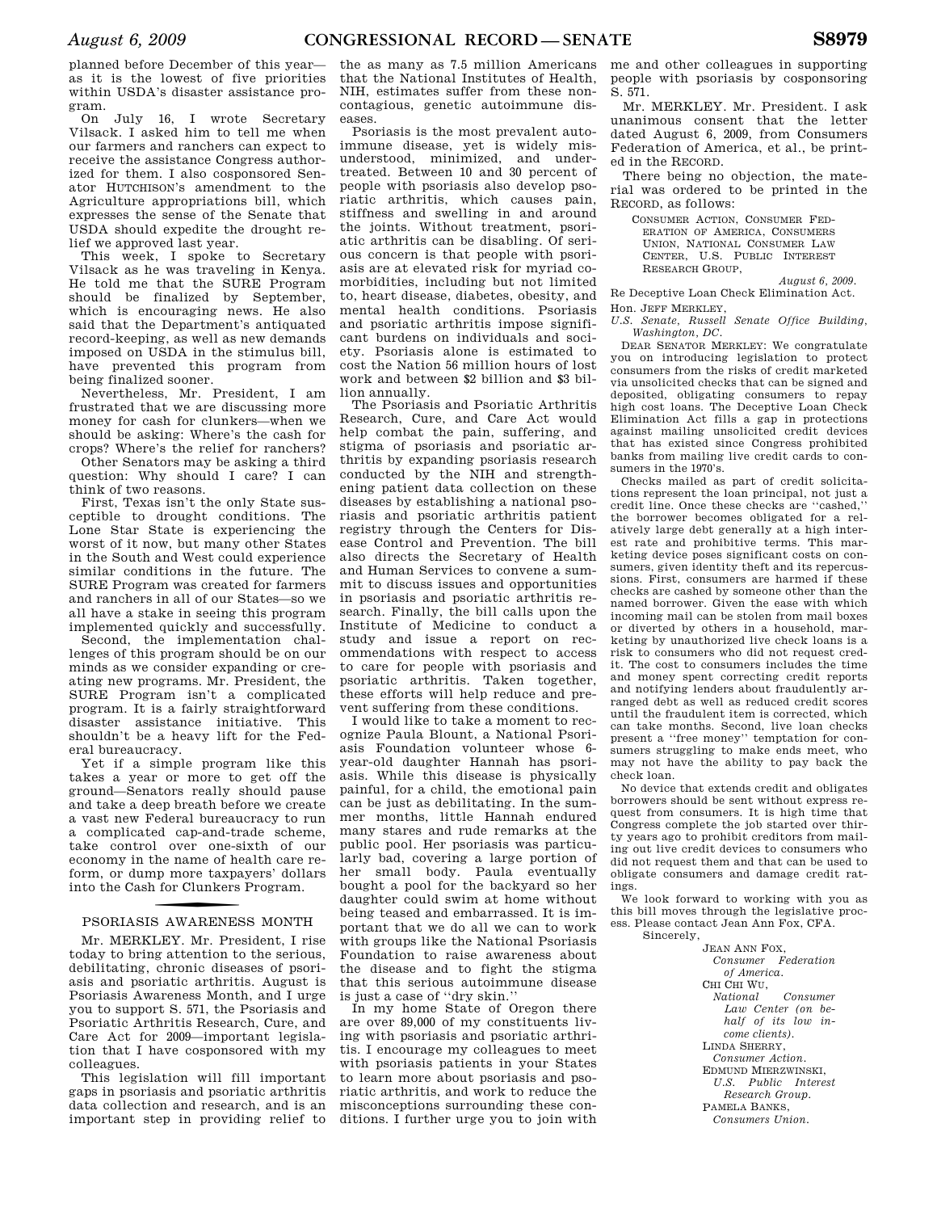planned before December of this year—as it is the lowest of five priorities within USDA's disaster assistance program.

On July 16, I wrote Secretary Vilsack. I asked him to tell me when our farmers and ranchers can expect to receive the assistance Congress authorized for them. I also cosponsored Senator HUTCHISON's amendment to the Agriculture appropriations bill, which expresses the sense of the Senate that USDA should expedite the drought relief we approved last year.

This week, I spoke to Secretary Vilsack as he was traveling in Kenya. He told me that the SURE Program should be finalized by September, which is encouraging news. He also said that the Department's antiquated record-keeping, as well as new demands imposed on USDA in the stimulus bill, have prevented this program from being finalized sooner.

Nevertheless, Mr. President, I am frustrated that we are discussing more money for cash for clunkers—when we should be asking: Where's the cash for crops? Where's the relief for ranchers?

Other Senators may be asking a third question: Why should I care? I can think of two reasons.

First, Texas isn't the only State susceptible to drought conditions. The Lone Star State is experiencing the worst of it now, but many other States in the South and West could experience similar conditions in the future. The SURE Program was created for farmers and ranchers in all of our States—so we all have a stake in seeing this program implemented quickly and successfully.

Second, the implementation challenges of this program should be on our minds as we consider expanding or creating new programs. Mr. President, the SURE Program isn't a complicated program. It is a fairly straightforward disaster assistance initiative. This shouldn't be a heavy lift for the Federal bureaucracy.

Yet if a simple program like this takes a year or more to get off the ground—Senators really should pause and take a deep breath before we create a vast new Federal bureaucracy to run a complicated cap-and-trade scheme, take control over one-sixth of our economy in the name of health care reform, or dump more taxpayers' dollars into the Cash for Clunkers Program.

---

## PSORIASIS AWARENESS MONTH

Mr. MERKLEY. Mr. President, I rise today to bring attention to the serious, debilitating, chronic diseases of psoriasis and psoriatic arthritis. August is Psoriasis Awareness Month, and I urge you to support S. 571, the Psoriasis and Psoriatic Arthritis Research, Cure, and Care Act for 2009—important legislation that I have cosponsored with my colleagues.

This legislation will fill important gaps in psoriasis and psoriatic arthritis data collection and research, and is an important step in providing relief to the as many as 7.5 million Americans that the National Institutes of Health, NIH, estimates suffer from these noncontagious, genetic autoimmune diseases.

Psoriasis is the most prevalent autoimmune disease, yet is widely misunderstood, minimized, and undertreated. Between 10 and 30 percent of people with psoriasis also develop psoriatic arthritis, which causes pain, stiffness and swelling in and around the joints. Without treatment, psoriatic arthritis can be disabling. Of serious concern is that people with psoriasis are at elevated risk for myriad comorbidities, including but not limited to, heart disease, diabetes, obesity, and mental health conditions. Psoriasis and psoriatic arthritis impose significant burdens on individuals and society. Psoriasis alone is estimated to cost the Nation 56 million hours of lost work and between $2 billion and $3 billion annually.

The Psoriasis and Psoriatic Arthritis Research, Cure, and Care Act would help combat the pain, suffering, and stigma of psoriasis and psoriatic arthritis by expanding psoriasis research conducted by the NIH and strengthening patient data collection on these diseases by establishing a national psoriasis and psoriatic arthritis patient registry through the Centers for Disease Control and Prevention. The bill also directs the Secretary of Health and Human Services to convene a summit to discuss issues and opportunities in psoriasis and psoriatic arthritis research. Finally, the bill calls upon the Institute of Medicine to conduct a study and issue a report on recommendations with respect to access to care for people with psoriasis and psoriatic arthritis. Taken together, these efforts will help reduce and prevent suffering from these conditions.

I would like to take a moment to recognize Paula Blount, a National Psoriasis Foundation volunteer whose 6-year-old daughter Hannah has psoriasis. While this disease is physically painful, for a child, the emotional pain can be just as debilitating. In the summer months, little Hannah endured many stares and rude remarks at the public pool. Her psoriasis was particularly bad, covering a large portion of her small body. Paula eventually bought a pool for the backyard so her daughter could swim at home without being teased and embarrassed. It is important that we do all we can to work with groups like the National Psoriasis Foundation to raise awareness about the disease and to fight the stigma that this serious autoimmune disease is just a case of "dry skin."

In my home State of Oregon there are over 89,000 of my constituents living with psoriasis and psoriatic arthritis. I encourage my colleagues to meet with psoriasis patients in your States to learn more about psoriasis and psoriatic arthritis, and work to reduce the misconceptions surrounding these conditions. I further urge you to join with me and other colleagues in supporting people with psoriasis by cosponsoring S. 571.

Mr. MERKLEY. Mr. President. I ask unanimous consent that the letter dated August 6, 2009, from Consumers Federation of America, et al., be printed in the RECORD.

There being no objection, the material was ordered to be printed in the RECORD, as follows:

CONSUMER ACTION, CONSUMER FEDERATION OF AMERICA, CONSUMERS UNION, NATIONAL CONSUMER LAW CENTER, U.S. PUBLIC INTEREST RESEARCH GROUP,

*August 6, 2009.*

Re Deceptive Loan Check Elimination Act.

Hon. JEFF MERKLEY,
*U.S. Senate, Russell Senate Office Building, Washington, DC.*

DEAR SENATOR MERKLEY: We congratulate you on introducing legislation to protect consumers from the risks of credit marketed via unsolicited checks that can be signed and deposited, obligating consumers to repay high cost loans. The Deceptive Loan Check Elimination Act fills a gap in protections against mailing unsolicited credit devices that has existed since Congress prohibited banks from mailing live credit cards to consumers in the 1970's.

Checks mailed as part of credit solicitations represent the loan principal, not just a credit line. Once these checks are "cashed," the borrower becomes obligated for a relatively large debt generally at a high interest rate and prohibitive terms. This marketing device poses significant costs on consumers, given identity theft and its repercussions. First, consumers are harmed if these checks are cashed by someone other than the named borrower. Given the ease with which incoming mail can be stolen from mail boxes or diverted by others in a household, marketing by unauthorized live check loans is a risk to consumers who did not request credit. The cost to consumers includes the time and money spent correcting credit reports and notifying lenders about fraudulently arranged debt as well as reduced credit scores until the fraudulent item is corrected, which can take months. Second, live loan checks present a "free money" temptation for consumers struggling to make ends meet, who may not have the ability to pay back the check loan.

No device that extends credit and obligates borrowers should be sent without express request from consumers. It is high time that Congress complete the job started over thirty years ago to prohibit creditors from mailing out live credit devices to consumers who did not request them and that can be used to obligate consumers and damage credit ratings.

We look forward to working with you as this bill moves through the legislative process. Please contact Jean Ann Fox, CFA.

Sincerely,

JEAN ANN FOX,
*Consumer Federation of America.*

CHI CHI WU,
*National Consumer Law Center (on behalf of its low income clients).*

LINDA SHERRY,
*Consumer Action.*

EDMUND MIERZWINSKI,
*U.S. Public Interest Research Group.*

PAMELA BANKS,
*Consumers Union.*